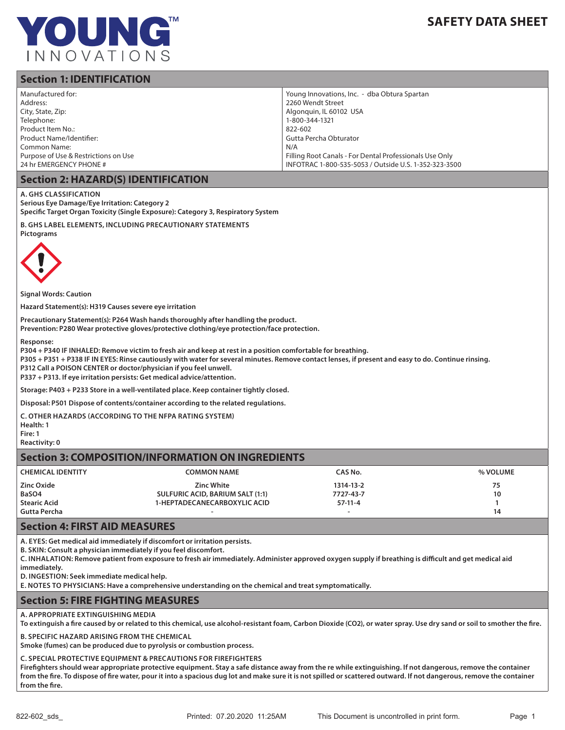# YOUNG™ INNOVATIONS

# SAFETY DATA SHEET

## Section 1: IDENTIFICATION

| | |
|---|---|
| Manufactured for: | Young Innovations, Inc. - dba Obtura Spartan |
| Address: | 2260 Wendt Street |
| City, State, Zip: | Algonquin, IL 60102 USA |
| Telephone: | 1-800-344-1321 |
| Product Item No.: | 822-602 |
| Product Name/Identifier: | Gutta Percha Obturator |
| Common Name: | N/A |
| Purpose of Use & Restrictions on Use | Filling Root Canals - For Dental Professionals Use Only |
| 24 hr EMERGENCY PHONE # | INFOTRAC 1-800-535-5053 / Outside U.S. 1-352-323-3500 |

## Section 2: HAZARD(S) IDENTIFICATION

**A. GHS CLASSIFICATION**
**Serious Eye Damage/Eye Irritation: Category 2**
**Specific Target Organ Toxicity (Single Exposure): Category 3, Respiratory System**

**B. GHS LABEL ELEMENTS, INCLUDING PRECAUTIONARY STATEMENTS**
**Pictograms**

**Signal Words: Caution**

**Hazard Statement(s): H319 Causes severe eye irritation**

**Precautionary Statement(s): P264 Wash hands thoroughly after handling the product.**
**Prevention: P280 Wear protective gloves/protective clothing/eye protection/face protection.**

**Response:**
**P304 + P340 IF INHALED: Remove victim to fresh air and keep at rest in a position comfortable for breathing.**
**P305 + P351 + P338 IF IN EYES: Rinse cautiously with water for several minutes. Remove contact lenses, if present and easy to do. Continue rinsing.**
**P312 Call a POISON CENTER or doctor/physician if you feel unwell.**
**P337 + P313. If eye irritation persists: Get medical advice/attention.**

**Storage: P403 + P233 Store in a well-ventilated place. Keep container tightly closed.**

**Disposal: P501 Dispose of contents/container according to the related regulations.**

**C. OTHER HAZARDS (ACCORDING TO THE NFPA RATING SYSTEM)**
**Health: 1**
**Fire: 1**
**Reactivity: 0**

## Section 3: COMPOSITION/INFORMATION ON INGREDIENTS

| CHEMICAL IDENTITY | COMMON NAME | CAS No. | % VOLUME |
|---|---|---|---|
| **Zinc Oxide** | **Zinc White** | **1314-13-2** | **75** |
| **BaSO4** | **SULFURIC ACID, BARIUM SALT (1:1)** | **7727-43-7** | **10** |
| **Stearic Acid** | **1-HEPTADECANECARBOXYLIC ACID** | **57-11-4** | **1** |
| **Gutta Percha** | **-** | **-** | **14** |

## Section 4: FIRST AID MEASURES

**A. EYES: Get medical aid immediately if discomfort or irritation persists.**
**B. SKIN: Consult a physician immediately if you feel discomfort.**
**C. INHALATION: Remove patient from exposure to fresh air immediately. Administer approved oxygen supply if breathing is difficult and get medical aid immediately.**
**D. INGESTION: Seek immediate medical help.**
**E. NOTES TO PHYSICIANS: Have a comprehensive understanding on the chemical and treat symptomatically.**

## Section 5: FIRE FIGHTING MEASURES

**A. APPROPRIATE EXTINGUISHING MEDIA**
**To extinguish a fire caused by or related to this chemical, use alcohol-resistant foam, Carbon Dioxide (CO2), or water spray. Use dry sand or soil to smother the fire.**

**B. SPECIFIC HAZARD ARISING FROM THE CHEMICAL**
**Smoke (fumes) can be produced due to pyrolysis or combustion process.**

**C. SPECIAL PROTECTIVE EQUIPMENT & PRECAUTIONS FOR FIREFIGHTERS**
**Firefighters should wear appropriate protective equipment. Stay a safe distance away from the re while extinguishing. If not dangerous, remove the container from the fire. To dispose of fire water, pour it into a spacious dug lot and make sure it is not spilled or scattered outward. If not dangerous, remove the container from the fire.**

822-602_sds_ Printed: 07.20.2020 11:25AM This Document is uncontrolled in print form.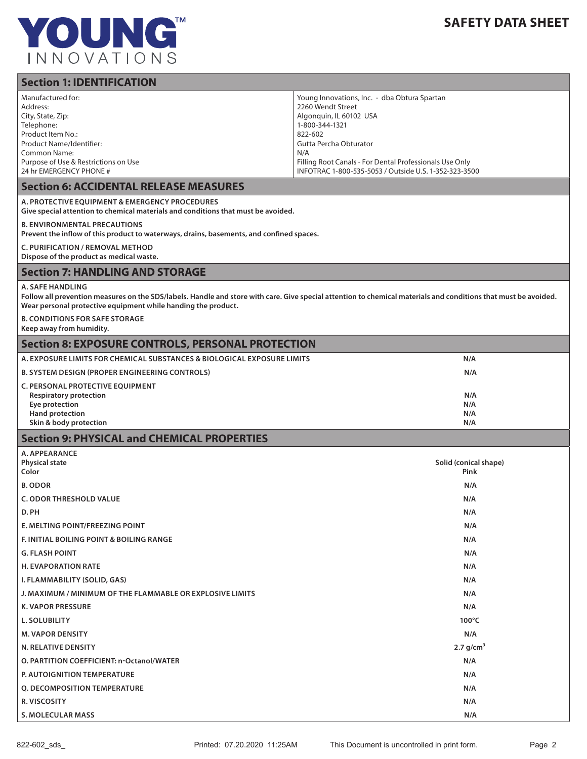# SAFETY DATA SHEET

## Section 1: IDENTIFICATION

| | |
|---|---|
| Manufactured for: | Young Innovations, Inc. - dba Obtura Spartan |
| Address: | 2260 Wendt Street |
| City, State, Zip: | Algonquin, IL 60102 USA |
| Telephone: | 1-800-344-1321 |
| Product Item No.: | 822-602 |
| Product Name/Identifier: | Gutta Percha Obturator |
| Common Name: | N/A |
| Purpose of Use & Restrictions on Use | Filling Root Canals - For Dental Professionals Use Only |
| 24 hr EMERGENCY PHONE # | INFOTRAC 1-800-535-5053 / Outside U.S. 1-352-323-3500 |

## Section 6: ACCIDENTAL RELEASE MEASURES

**A. PROTECTIVE EQUIPMENT & EMERGENCY PROCEDURES**
**Give special attention to chemical materials and conditions that must be avoided.**

**B. ENVIRONMENTAL PRECAUTIONS**
**Prevent the inflow of this product to waterways, drains, basements, and confined spaces.**

**C. PURIFICATION / REMOVAL METHOD**
**Dispose of the product as medical waste.**

## Section 7: HANDLING AND STORAGE

**A. SAFE HANDLING**
**Follow all prevention measures on the SDS/labels. Handle and store with care. Give special attention to chemical materials and conditions that must be avoided. Wear personal protective equipment while handing the product.**

**B. CONDITIONS FOR SAFE STORAGE**
**Keep away from humidity.**

## Section 8: EXPOSURE CONTROLS, PERSONAL PROTECTION

| | |
|---|---|
| **A. EXPOSURE LIMITS FOR CHEMICAL SUBSTANCES & BIOLOGICAL EXPOSURE LIMITS** | **N/A** |
| **B. SYSTEM DESIGN (PROPER ENGINEERING CONTROLS)** | **N/A** |
| **C. PERSONAL PROTECTIVE EQUIPMENT** | |
| **Respiratory protection** | **N/A** |
| **Eye protection** | **N/A** |
| **Hand protection** | **N/A** |
| **Skin & body protection** | **N/A** |

## Section 9: PHYSICAL and CHEMICAL PROPERTIES

| | |
|---|---|
| **A. APPEARANCE** | |
| **Physical state** | **Solid (conical shape)** |
| **Color** | **Pink** |
| **B. ODOR** | **N/A** |
| **C. ODOR THRESHOLD VALUE** | **N/A** |
| **D. PH** | **N/A** |
| **E. MELTING POINT/FREEZING POINT** | **N/A** |
| **F. INITIAL BOILING POINT & BOILING RANGE** | **N/A** |
| **G. FLASH POINT** | **N/A** |
| **H. EVAPORATION RATE** | **N/A** |
| **I. FLAMMABILITY (SOLID, GAS)** | **N/A** |
| **J. MAXIMUM / MINIMUM OF THE FLAMMABLE OR EXPLOSIVE LIMITS** | **N/A** |
| **K. VAPOR PRESSURE** | **N/A** |
| **L. SOLUBILITY** | **100°C** |
| **M. VAPOR DENSITY** | **N/A** |
| **N. RELATIVE DENSITY** | **2.7 g/cm$^3$** |
| **O. PARTITION COEFFICIENT: n-Octanol/WATER** | **N/A** |
| **P. AUTOIGNITION TEMPERATURE** | **N/A** |
| **Q. DECOMPOSITION TEMPERATURE** | **N/A** |
| **R. VISCOSITY** | **N/A** |
| **S. MOLECULAR MASS** | **N/A** |

822-602_sds_ Printed: 07.20.2020 11:25AM This Document is uncontrolled in print form.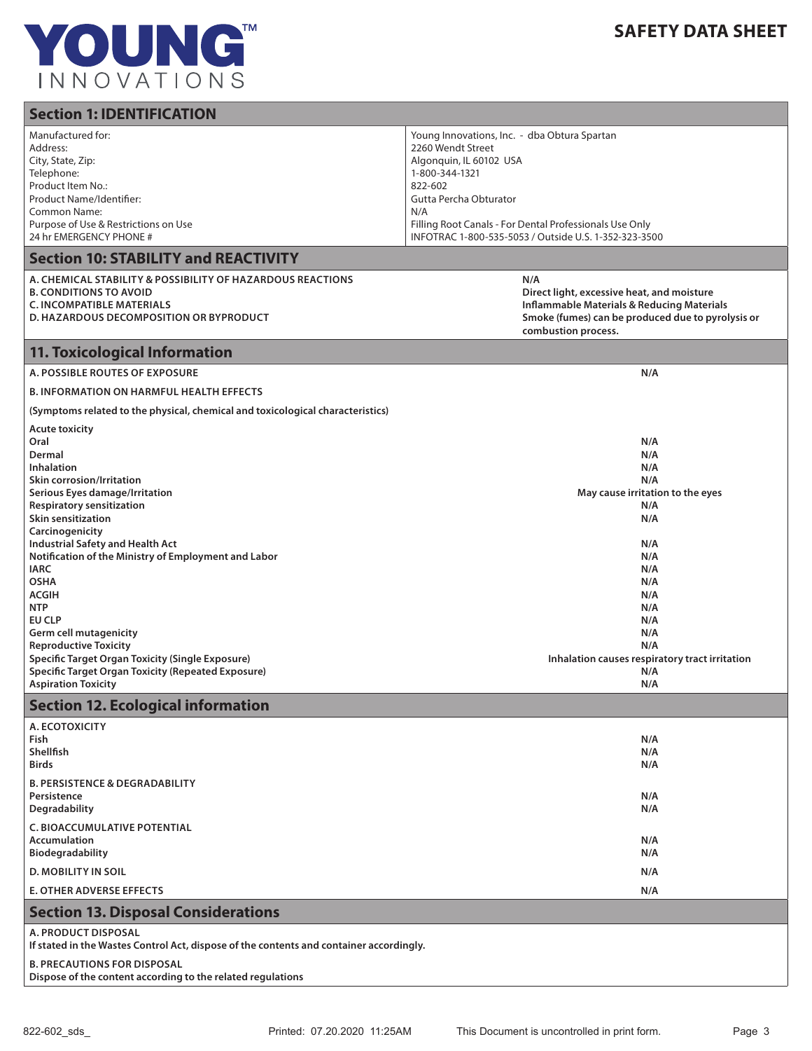**YOUNG™ INNOVATIONS**

# SAFETY DATA SHEET

## Section 1: IDENTIFICATION

| | |
|---|---|
| Manufactured for: | Young Innovations, Inc. - dba Obtura Spartan |
| Address: | 2260 Wendt Street |
| City, State, Zip: | Algonquin, IL 60102 USA |
| Telephone: | 1-800-344-1321 |
| Product Item No.: | 822-602 |
| Product Name/Identifier: | Gutta Percha Obturator |
| Common Name: | N/A |
| Purpose of Use & Restrictions on Use | Filling Root Canals - For Dental Professionals Use Only |
| 24 hr EMERGENCY PHONE # | INFOTRAC 1-800-535-5053 / Outside U.S. 1-352-323-3500 |

## Section 10: STABILITY and REACTIVITY

| | |
|---|---|
| **A. CHEMICAL STABILITY & POSSIBILITY OF HAZARDOUS REACTIONS** | **N/A** |
| **B. CONDITIONS TO AVOID** | **Direct light, excessive heat, and moisture** |
| **C. INCOMPATIBLE MATERIALS** | **Inflammable Materials & Reducing Materials** |
| **D. HAZARDOUS DECOMPOSITION OR BYPRODUCT** | **Smoke (fumes) can be produced due to pyrolysis or combustion process.** |

## 11. Toxicological Information

| | |
|---|---|
| **A. POSSIBLE ROUTES OF EXPOSURE** | **N/A** |
| **B. INFORMATION ON HARMFUL HEALTH EFFECTS** | |
| **(Symptoms related to the physical, chemical and toxicological characteristics)** | |
| **Acute toxicity** | |
| **Oral** | **N/A** |
| **Dermal** | **N/A** |
| **Inhalation** | **N/A** |
| **Skin corrosion/Irritation** | **N/A** |
| **Serious Eyes damage/Irritation** | **May cause irritation to the eyes** |
| **Respiratory sensitization** | **N/A** |
| **Skin sensitization** | **N/A** |
| **Carcinogenicity** | |
| **Industrial Safety and Health Act** | **N/A** |
| **Notification of the Ministry of Employment and Labor** | **N/A** |
| **IARC** | **N/A** |
| **OSHA** | **N/A** |
| **ACGIH** | **N/A** |
| **NTP** | **N/A** |
| **EU CLP** | **N/A** |
| **Germ cell mutagenicity** | **N/A** |
| **Reproductive Toxicity** | **N/A** |
| **Specific Target Organ Toxicity (Single Exposure)** | **Inhalation causes respiratory tract irritation** |
| **Specific Target Organ Toxicity (Repeated Exposure)** | **N/A** |
| **Aspiration Toxicity** | **N/A** |

## Section 12. Ecological information

| | |
|---|---|
| **A. ECOTOXICITY** | |
| **Fish** | **N/A** |
| **Shellfish** | **N/A** |
| **Birds** | **N/A** |
| **B. PERSISTENCE & DEGRADABILITY** | |
| **Persistence** | **N/A** |
| **Degradability** | **N/A** |
| **C. BIOACCUMULATIVE POTENTIAL** | |
| **Accumulation** | **N/A** |
| **Biodegradability** | **N/A** |
| **D. MOBILITY IN SOIL** | **N/A** |
| **E. OTHER ADVERSE EFFECTS** | **N/A** |

## Section 13. Disposal Considerations

**A. PRODUCT DISPOSAL**
**If stated in the Wastes Control Act, dispose of the contents and container accordingly.**

**B. PRECAUTIONS FOR DISPOSAL**
**Dispose of the content according to the related regulations**

822-602_sds_ Printed: 07.20.2020 11:25AM This Document is uncontrolled in print form.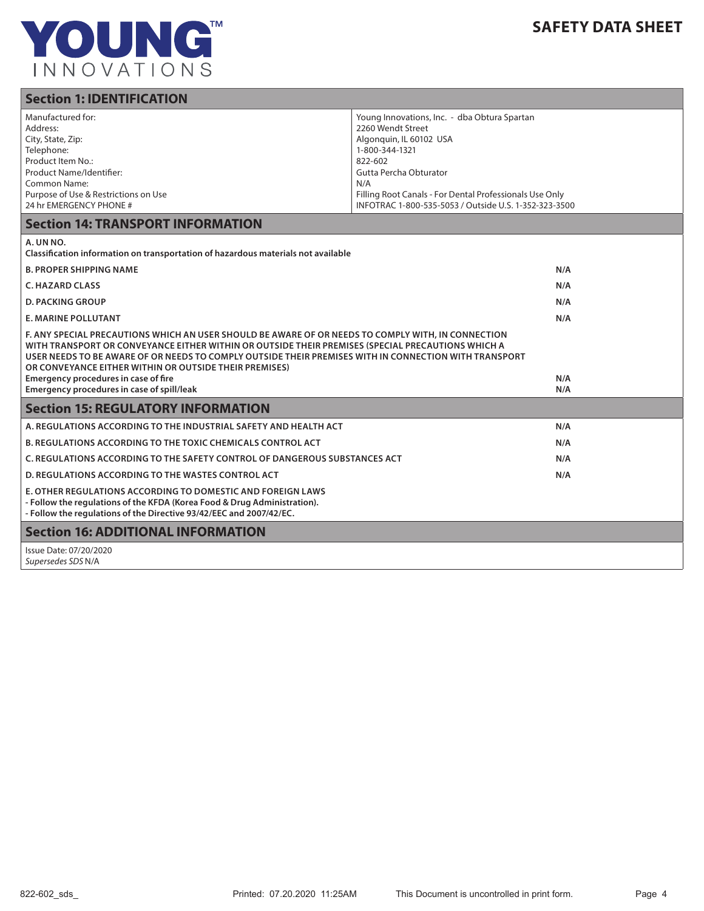YOUNG™ INNOVATIONS

# SAFETY DATA SHEET

## Section 1: IDENTIFICATION

| | |
|---|---|
| Manufactured for: | Young Innovations, Inc. - dba Obtura Spartan |
| Address: | 2260 Wendt Street |
| City, State, Zip: | Algonquin, IL 60102 USA |
| Telephone: | 1-800-344-1321 |
| Product Item No.: | 822-602 |
| Product Name/Identifier: | Gutta Percha Obturator |
| Common Name: | N/A |
| Purpose of Use & Restrictions on Use | Filling Root Canals - For Dental Professionals Use Only |
| 24 hr EMERGENCY PHONE # | INFOTRAC 1-800-535-5053 / Outside U.S. 1-352-323-3500 |

## Section 14: TRANSPORT INFORMATION

**A. UN NO.**
**Classification information on transportation of hazardous materials not available**

| | |
|---|---|
| **B. PROPER SHIPPING NAME** | **N/A** |
| **C. HAZARD CLASS** | **N/A** |
| **D. PACKING GROUP** | **N/A** |
| **E. MARINE POLLUTANT** | **N/A** |

**F. ANY SPECIAL PRECAUTIONS WHICH AN USER SHOULD BE AWARE OF OR NEEDS TO COMPLY WITH, IN CONNECTION WITH TRANSPORT OR CONVEYANCE EITHER WITHIN OR OUTSIDE THEIR PREMISES (SPECIAL PRECAUTIONS WHICH A USER NEEDS TO BE AWARE OF OR NEEDS TO COMPLY OUTSIDE THEIR PREMISES WITH IN CONNECTION WITH TRANSPORT OR CONVEYANCE EITHER WITHIN OR OUTSIDE THEIR PREMISES)**

| | |
|---|---|
| **Emergency procedures in case of fire** | **N/A** |
| **Emergency procedures in case of spill/leak** | **N/A** |

## Section 15: REGULATORY INFORMATION

| | |
|---|---|
| **A. REGULATIONS ACCORDING TO THE INDUSTRIAL SAFETY AND HEALTH ACT** | **N/A** |
| **B. REGULATIONS ACCORDING TO THE TOXIC CHEMICALS CONTROL ACT** | **N/A** |
| **C. REGULATIONS ACCORDING TO THE SAFETY CONTROL OF DANGEROUS SUBSTANCES ACT** | **N/A** |
| **D. REGULATIONS ACCORDING TO THE WASTES CONTROL ACT** | **N/A** |

**E. OTHER REGULATIONS ACCORDING TO DOMESTIC AND FOREIGN LAWS**
**- Follow the regulations of the KFDA (Korea Food & Drug Administration).**
**- Follow the regulations of the Directive 93/42/EEC and 2007/42/EC.**

## Section 16: ADDITIONAL INFORMATION

Issue Date: 07/20/2020
*Supersedes SDS* N/A

822-602_sds_ Printed: 07.20.2020 11:25AM This Document is uncontrolled in print form.